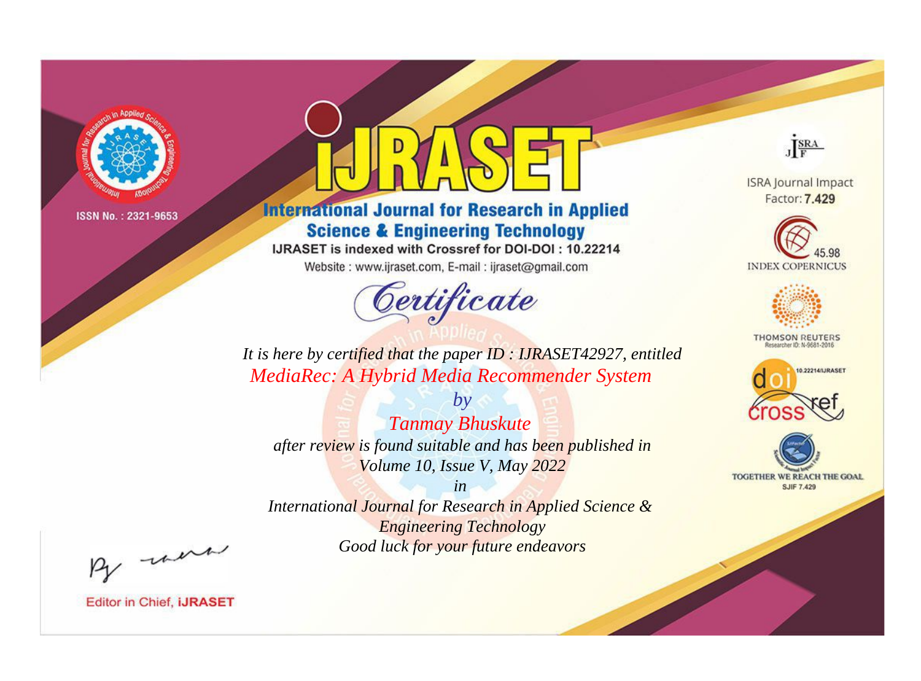ISSN No. : 2321-9653

# IJRASET

## International Journal for Research in Applied Science & Engineering Technology

IJRASET is indexed with Crossref for DOI-DOI : 10.22214

Website : www.ijraset.com, E-mail : ijraset@gmail.com

ISRA Journal Impact Factor: **7.429**

45.98 INDEX COPERNICUS

THOMSON REUTERS Researcher ID: N-9681-2016

10.22214/IJRASET

TOGETHER WE REACH THE GOAL SJIF 7.429

## *Certificate*

*It is here by certified that the paper ID : IJRASET42927, entitled*

*MediaRec: A Hybrid Media Recommender System*

*by*

*Tanmay Bhuskute*

*after review is found suitable and has been published in*

*Volume 10, Issue V, May 2022*

*in*

*International Journal for Research in Applied Science & Engineering Technology*

*Good luck for your future endeavors*

Editor in Chief, **iJRASET**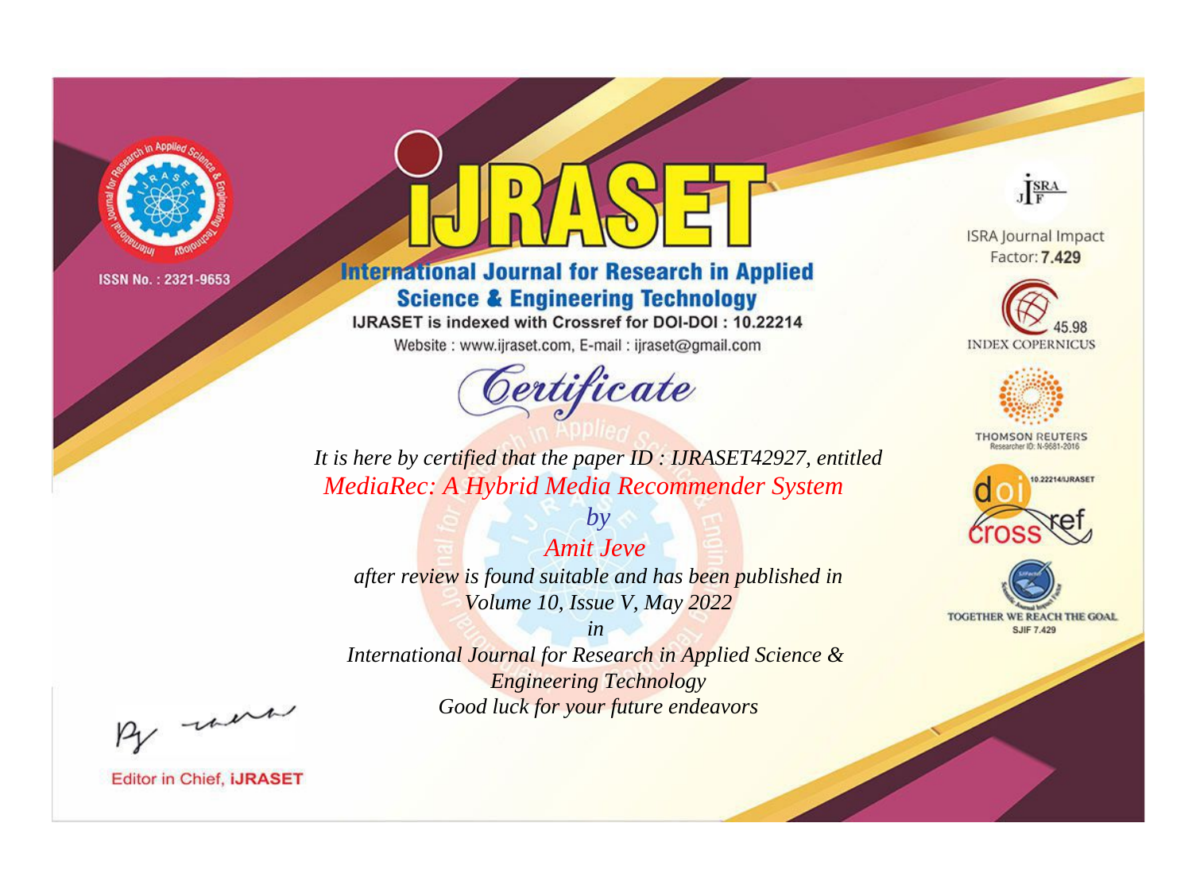ISSN No. : 2321-9653

# iJRASET

## International Journal for Research in Applied Science & Engineering Technology

IJRASET is indexed with Crossref for DOI-DOI : 10.22214

Website : www.ijraset.com, E-mail : ijraset@gmail.com

*Certificate*

*It is here by certified that the paper ID : IJRASET42927, entitled*

*MediaRec: A Hybrid Media Recommender System*

*by*

*Amit Jeve*

*after review is found suitable and has been published in*

*Volume 10, Issue V, May 2022*

*in*

*International Journal for Research in Applied Science & Engineering Technology*

*Good luck for your future endeavors*

ISRA Journal Impact Factor: **7.429**

45.98 INDEX COPERNICUS

THOMSON REUTERS Researcher ID: N-9681-2016

10.22214/IJRASET

TOGETHER WE REACH THE GOAL SJIF 7.429

Editor in Chief, **iJRASET**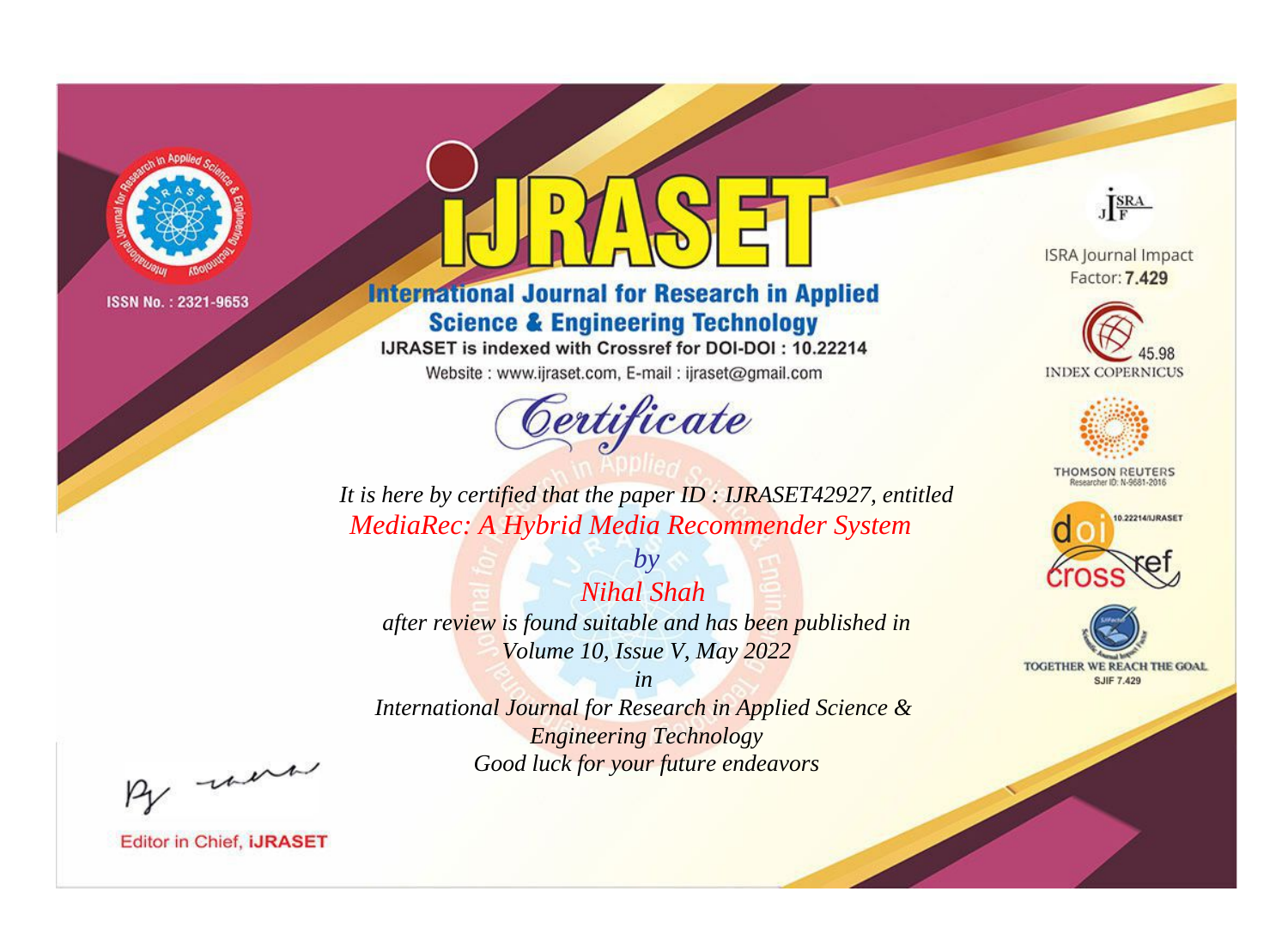ISSN No. : 2321-9653

# iJRASET

## International Journal for Research in Applied Science & Engineering Technology

IJRASET is indexed with Crossref for DOI-DOI : 10.22214

Website : www.ijraset.com, E-mail : ijraset@gmail.com

*Certificate*

*It is here by certified that the paper ID : IJRASET42927, entitled*

*MediaRec: A Hybrid Media Recommender System*

*by*

*Nihal Shah*

*after review is found suitable and has been published in*

*Volume 10, Issue V, May 2022*

*in*

*International Journal for Research in Applied Science & Engineering Technology*

*Good luck for your future endeavors*

ISRA Journal Impact Factor: **7.429**

45.98 INDEX COPERNICUS

THOMSON REUTERS Researcher ID: N-9681-2016

10.22214/IJRASET

TOGETHER WE REACH THE GOAL SJIF 7.429

Editor in Chief, **iJRASET**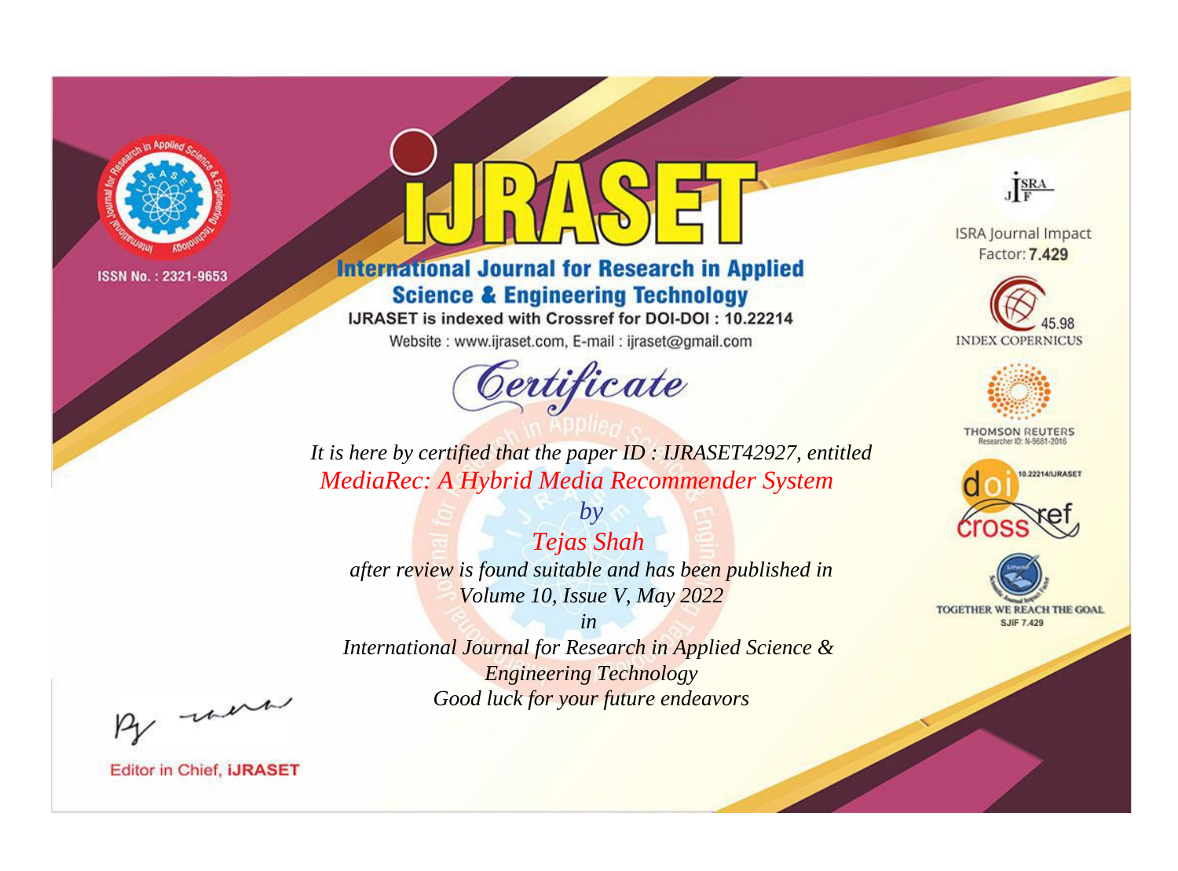ISSN No. : 2321-9653

# IJRASET

## International Journal for Research in Applied Science & Engineering Technology

IJRASET is indexed with Crossref for DOI-DOI : 10.22214

Website : www.ijraset.com, E-mail : ijraset@gmail.com

*Certificate*

*It is here by certified that the paper ID : IJRASET42927, entitled*

*MediaRec: A Hybrid Media Recommender System*

*by*

*Tejas Shah*

*after review is found suitable and has been published in*

*Volume 10, Issue V, May 2022*

*in*

*International Journal for Research in Applied Science & Engineering Technology*

*Good luck for your future endeavors*

ISRA Journal Impact Factor: **7.429**

45.98 INDEX COPERNICUS

THOMSON REUTERS Researcher ID: N-9681-2016

10.22214/IJRASET

TOGETHER WE REACH THE GOAL SJIF 7.429

Editor in Chief, **iJRASET**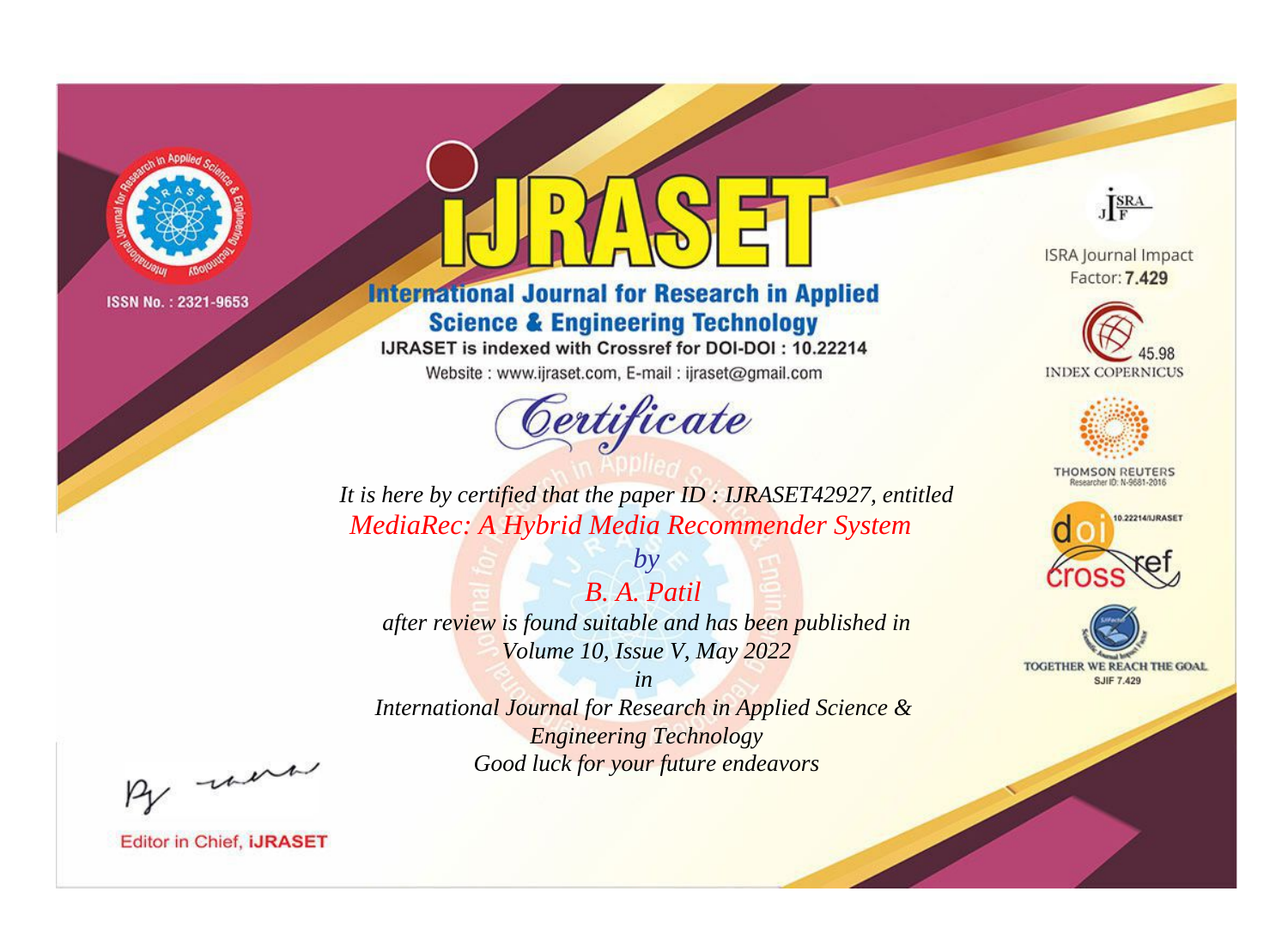ISSN No. : 2321-9653

# iJRASET

## International Journal for Research in Applied Science & Engineering Technology

IJRASET is indexed with Crossref for DOI-DOI : 10.22214

Website : www.ijraset.com, E-mail : ijraset@gmail.com

*Certificate*

*It is here by certified that the paper ID : IJRASET42927, entitled*

*MediaRec: A Hybrid Media Recommender System*

*by*

*B. A. Patil*

*after review is found suitable and has been published in*

*Volume 10, Issue V, May 2022*

*in*

*International Journal for Research in Applied Science & Engineering Technology*

*Good luck for your future endeavors*

ISRA Journal Impact Factor: **7.429**

45.98 INDEX COPERNICUS

THOMSON REUTERS Researcher ID: N-9681-2016

10.22214/IJRASET

TOGETHER WE REACH THE GOAL SJIF 7.429

Editor in Chief, **iJRASET**